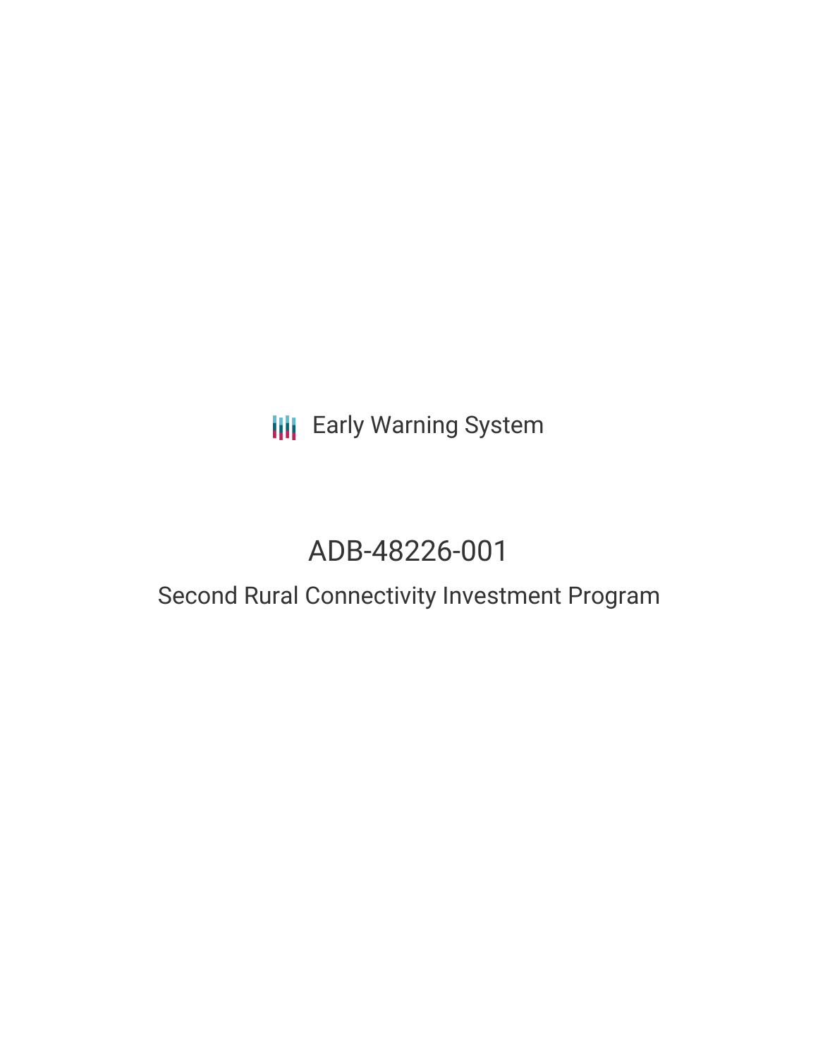Early Warning System

# ADB-48226-001

## Second Rural Connectivity Investment Program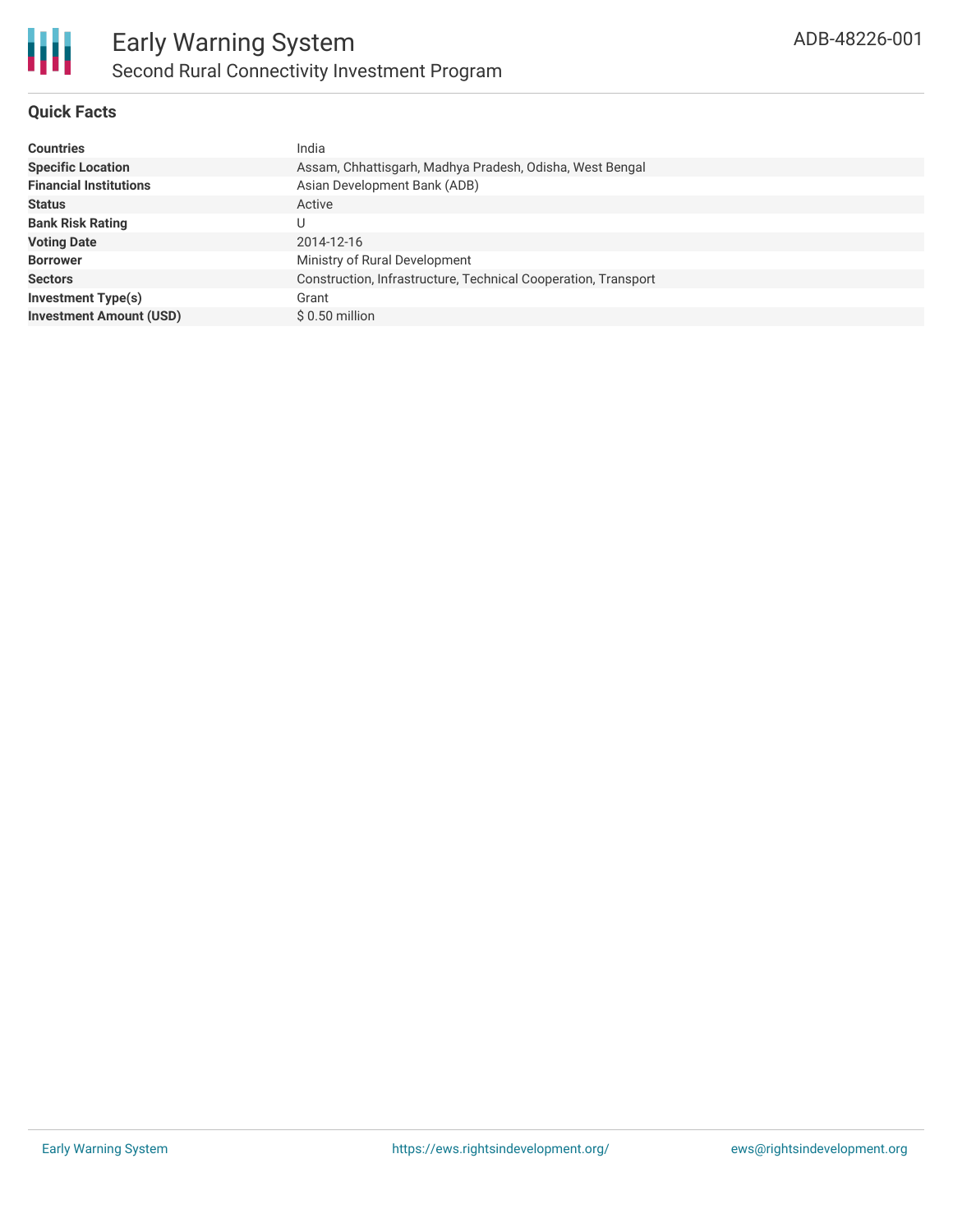# Early Warning System

## Second Rural Connectivity Investment Program

ADB-48226-001

### Quick Facts

| | |
|---|---|
| **Countries** | India |
| **Specific Location** | Assam, Chhattisgarh, Madhya Pradesh, Odisha, West Bengal |
| **Financial Institutions** | Asian Development Bank (ADB) |
| **Status** | Active |
| **Bank Risk Rating** | U |
| **Voting Date** | 2014-12-16 |
| **Borrower** | Ministry of Rural Development |
| **Sectors** | Construction, Infrastructure, Technical Cooperation, Transport |
| **Investment Type(s)** | Grant |
| **Investment Amount (USD)** | $ 0.50 million |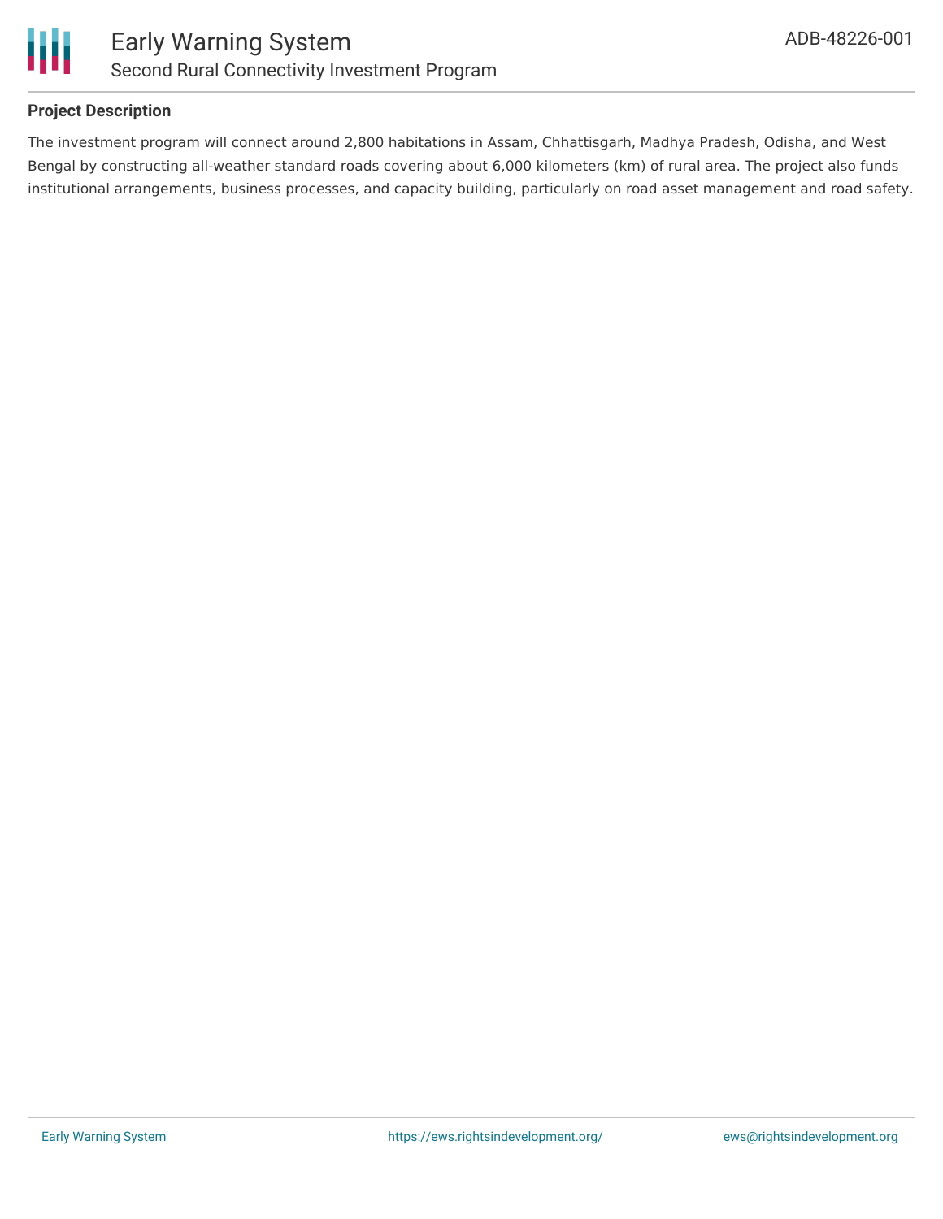## Project Description

The investment program will connect around 2,800 habitations in Assam, Chhattisgarh, Madhya Pradesh, Odisha, and West Bengal by constructing all-weather standard roads covering about 6,000 kilometers (km) of rural area. The project also funds institutional arrangements, business processes, and capacity building, particularly on road asset management and road safety.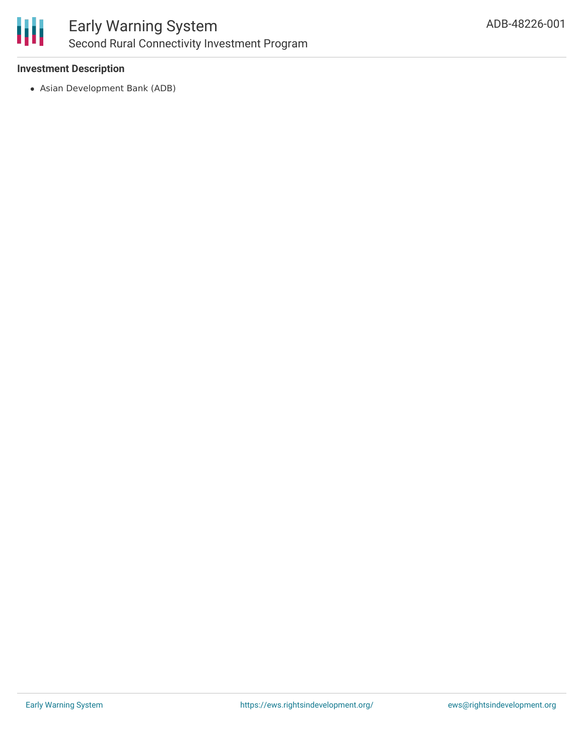**Investment Description**

- Asian Development Bank (ADB)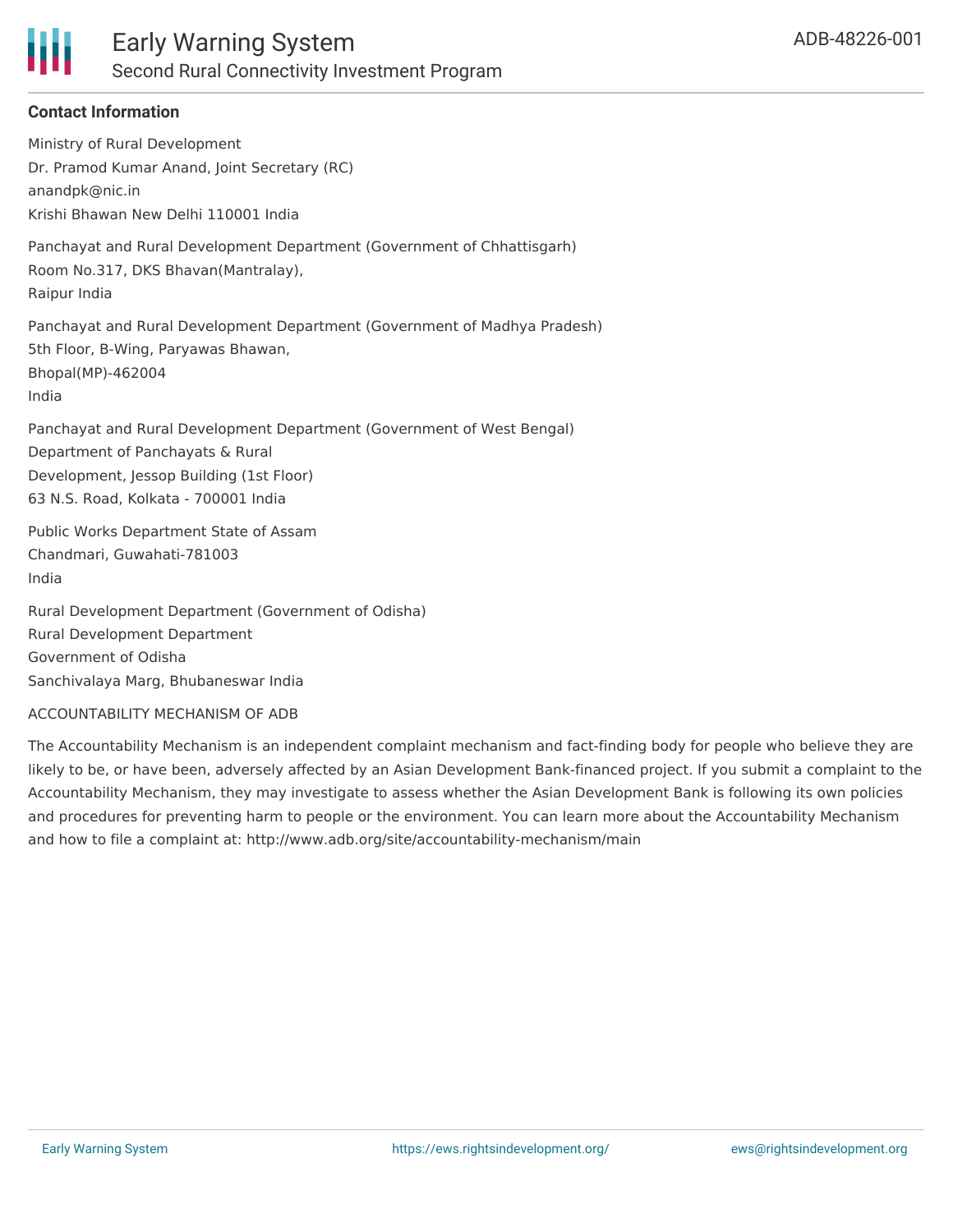## Contact Information

Ministry of Rural Development
Dr. Pramod Kumar Anand, Joint Secretary (RC)
anandpk@nic.in
Krishi Bhawan New Delhi 110001 India

Panchayat and Rural Development Department (Government of Chhattisgarh)
Room No.317, DKS Bhavan(Mantralay),
Raipur India

Panchayat and Rural Development Department (Government of Madhya Pradesh)
5th Floor, B-Wing, Paryawas Bhawan,
Bhopal(MP)-462004
India

Panchayat and Rural Development Department (Government of West Bengal)
Department of Panchayats & Rural
Development, Jessop Building (1st Floor)
63 N.S. Road, Kolkata - 700001 India

Public Works Department State of Assam
Chandmari, Guwahati-781003
India

Rural Development Department (Government of Odisha)
Rural Development Department
Government of Odisha
Sanchivalaya Marg, Bhubaneswar India

ACCOUNTABILITY MECHANISM OF ADB

The Accountability Mechanism is an independent complaint mechanism and fact-finding body for people who believe they are likely to be, or have been, adversely affected by an Asian Development Bank-financed project. If you submit a complaint to the Accountability Mechanism, they may investigate to assess whether the Asian Development Bank is following its own policies and procedures for preventing harm to people or the environment. You can learn more about the Accountability Mechanism and how to file a complaint at: http://www.adb.org/site/accountability-mechanism/main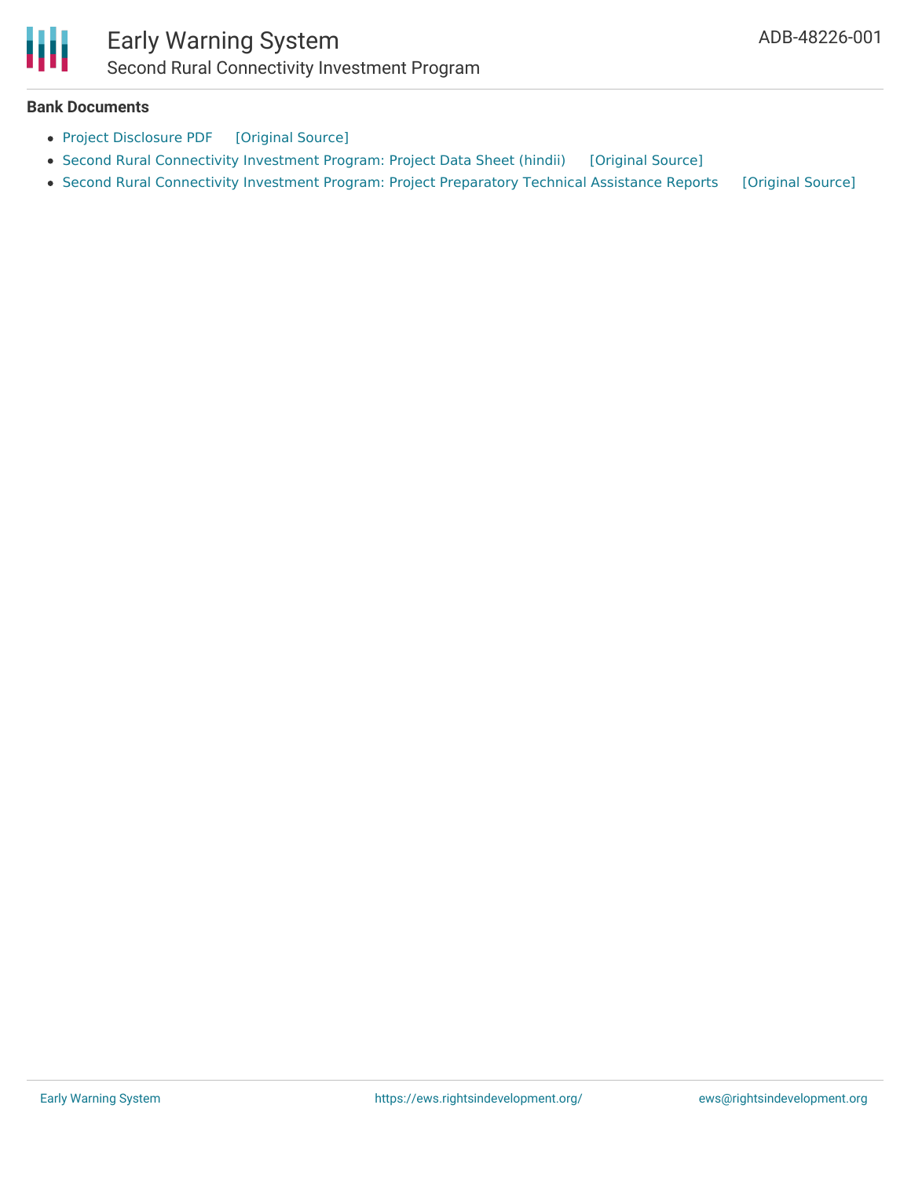**Bank Documents**

- Project Disclosure PDF [Original Source]
- Second Rural Connectivity Investment Program: Project Data Sheet (hindii) [Original Source]
- Second Rural Connectivity Investment Program: Project Preparatory Technical Assistance Reports [Original Source]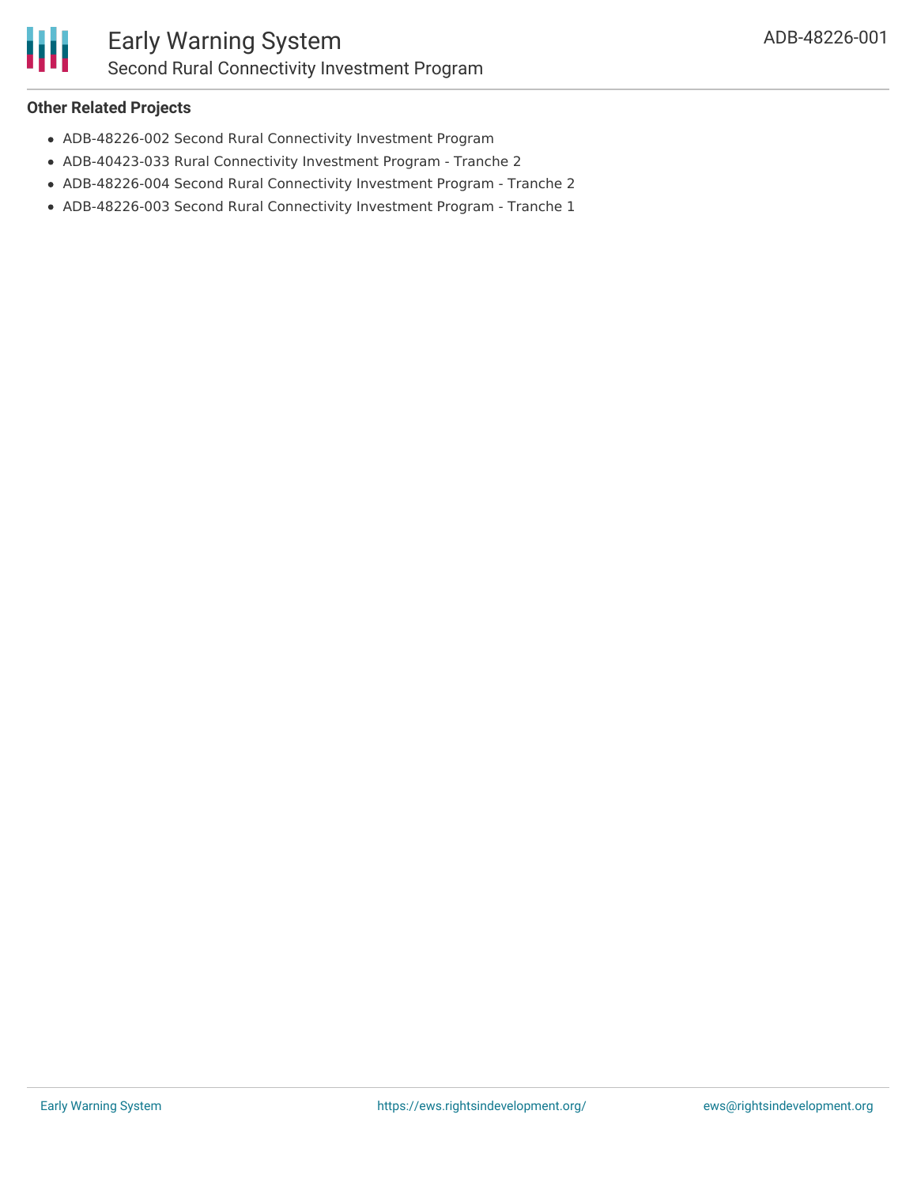### Other Related Projects

- ADB-48226-002 Second Rural Connectivity Investment Program
- ADB-40423-033 Rural Connectivity Investment Program - Tranche 2
- ADB-48226-004 Second Rural Connectivity Investment Program - Tranche 2
- ADB-48226-003 Second Rural Connectivity Investment Program - Tranche 1